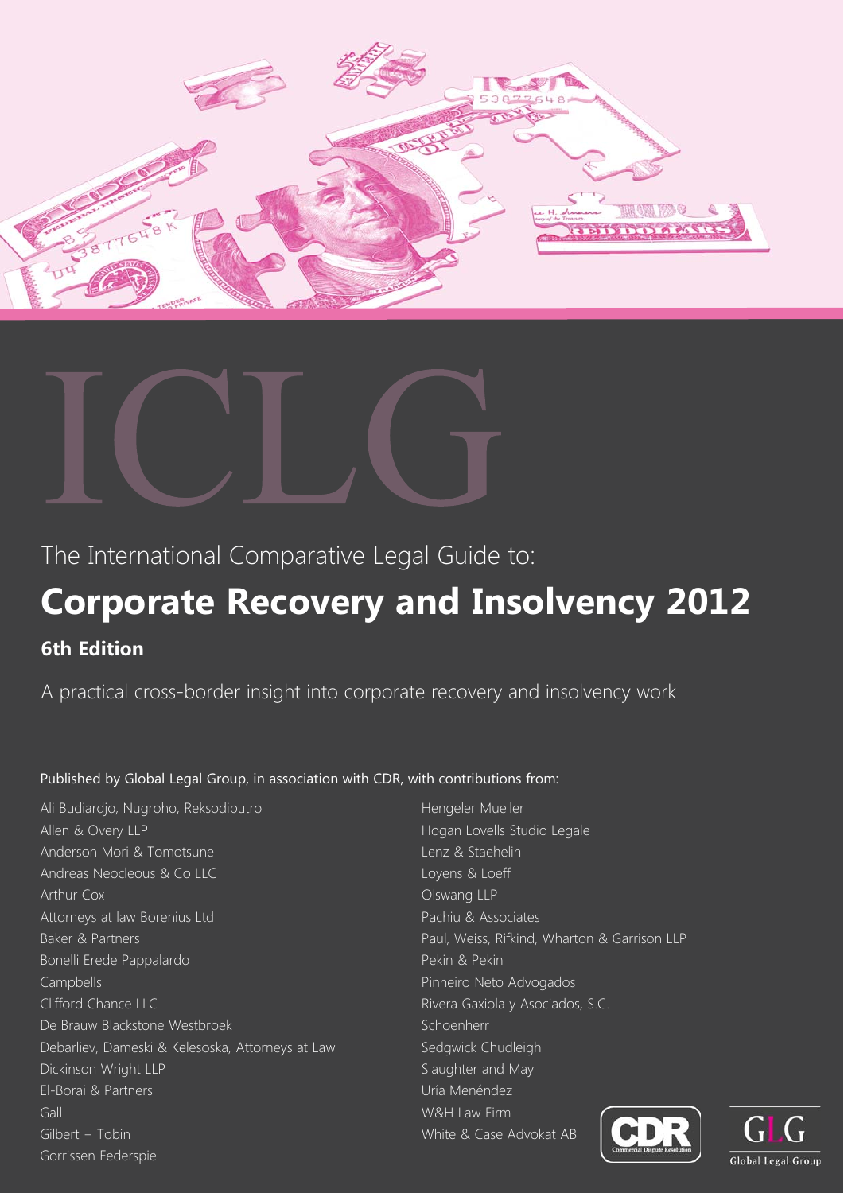# ICLG

The International Comparative Legal Guide to:

## Corporate Recovery and Insolvency 2012

### 6th Edition

A practical cross-border insight into corporate recovery and insolvency work

Published by Global Legal Group, in association with CDR, with contributions from:

Ali Budiardjo, Nugroho, Reksodiputro
Allen & Overy LLP
Anderson Mori & Tomotsune
Andreas Neocleous & Co LLC
Arthur Cox
Attorneys at law Borenius Ltd
Baker & Partners
Bonelli Erede Pappalardo
Campbells
Clifford Chance LLC
De Brauw Blackstone Westbroek
Debarliev, Dameski & Kelesoska, Attorneys at Law
Dickinson Wright LLP
El-Borai & Partners
Gall
Gilbert + Tobin
Gorrissen Federspiel
Hengeler Mueller
Hogan Lovells Studio Legale
Lenz & Staehelin
Loyens & Loeff
Olswang LLP
Pachiu & Associates
Paul, Weiss, Rifkind, Wharton & Garrison LLP
Pekin & Pekin
Pinheiro Neto Advogados
Rivera Gaxiola y Asociados, S.C.
Schoenherr
Sedgwick Chudleigh
Slaughter and May
Uría Menéndez
W&H Law Firm
White & Case Advokat AB

CDR Commercial Dispute Resolution

GLG Global Legal Group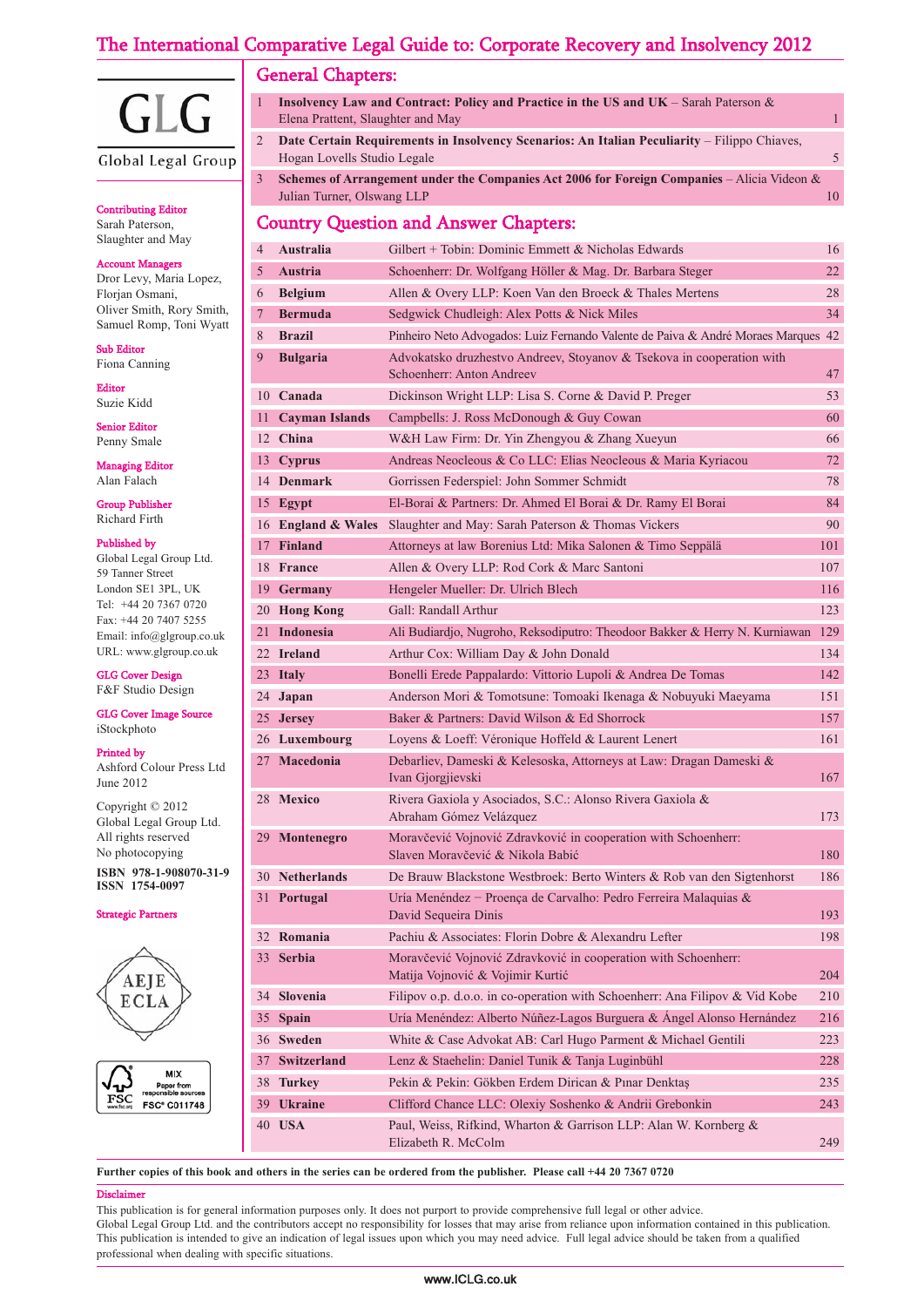# The International Comparative Legal Guide to: Corporate Recovery and Insolvency 2012

GLG
Global Legal Group

**Contributing Editor**
Sarah Paterson, Slaughter and May

**Account Managers**
Dror Levy, Maria Lopez, Florjan Osmani, Oliver Smith, Rory Smith, Samuel Romp, Toni Wyatt

**Sub Editor**
Fiona Canning

**Editor**
Suzie Kidd

**Senior Editor**
Penny Smale

**Managing Editor**
Alan Falach

**Group Publisher**
Richard Firth

**Published by**
Global Legal Group Ltd.
59 Tanner Street
London SE1 3PL, UK
Tel: +44 20 7367 0720
Fax: +44 20 7407 5255
Email: info@glgroup.co.uk
URL: www.glgroup.co.uk

**GLG Cover Design**
F&F Studio Design

**GLG Cover Image Source**
iStockphoto

**Printed by**
Ashford Colour Press Ltd
June 2012

Copyright © 2012
Global Legal Group Ltd.
All rights reserved
No photocopying

**ISBN 978-1-908070-31-9**
**ISSN 1754-0097**

**Strategic Partners**

AEJE ECLA

MIX Paper from responsible sources FSC® C011748

## General Chapters:

| | | |
|---|---|---|
| 1 | **Insolvency Law and Contract: Policy and Practice in the US and UK** – Sarah Paterson & Elena Prattent, Slaughter and May | 1 |
| 2 | **Date Certain Requirements in Insolvency Scenarios: An Italian Peculiarity** – Filippo Chiaves, Hogan Lovells Studio Legale | 5 |
| 3 | **Schemes of Arrangement under the Companies Act 2006 for Foreign Companies** – Alicia Videon & Julian Turner, Olswang LLP | 10 |

## Country Question and Answer Chapters:

| | | | |
|---|---|---|---|
| 4 | **Australia** | Gilbert + Tobin: Dominic Emmett & Nicholas Edwards | 16 |
| 5 | **Austria** | Schoenherr: Dr. Wolfgang Höller & Mag. Dr. Barbara Steger | 22 |
| 6 | **Belgium** | Allen & Overy LLP: Koen Van den Broeck & Thales Mertens | 28 |
| 7 | **Bermuda** | Sedgwick Chudleigh: Alex Potts & Nick Miles | 34 |
| 8 | **Brazil** | Pinheiro Neto Advogados: Luiz Fernando Valente de Paiva & André Moraes Marques | 42 |
| 9 | **Bulgaria** | Advokatsko druzhestvo Andreev, Stoyanov & Tsekova in cooperation with Schoenherr: Anton Andreev | 47 |
| 10 | **Canada** | Dickinson Wright LLP: Lisa S. Corne & David P. Preger | 53 |
| 11 | **Cayman Islands** | Campbells: J. Ross McDonough & Guy Cowan | 60 |
| 12 | **China** | W&H Law Firm: Dr. Yin Zhengyou & Zhang Xueyun | 66 |
| 13 | **Cyprus** | Andreas Neocleous & Co LLC: Elias Neocleous & Maria Kyriacou | 72 |
| 14 | **Denmark** | Gorrissen Federspiel: John Sommer Schmidt | 78 |
| 15 | **Egypt** | El-Borai & Partners: Dr. Ahmed El Borai & Dr. Ramy El Borai | 84 |
| 16 | **England & Wales** | Slaughter and May: Sarah Paterson & Thomas Vickers | 90 |
| 17 | **Finland** | Attorneys at law Borenius Ltd: Mika Salonen & Timo Seppälä | 101 |
| 18 | **France** | Allen & Overy LLP: Rod Cork & Marc Santoni | 107 |
| 19 | **Germany** | Hengeler Mueller: Dr. Ulrich Blech | 116 |
| 20 | **Hong Kong** | Gall: Randall Arthur | 123 |
| 21 | **Indonesia** | Ali Budiardjo, Nugroho, Reksodiputro: Theodoor Bakker & Herry N. Kurniawan | 129 |
| 22 | **Ireland** | Arthur Cox: William Day & John Donald | 134 |
| 23 | **Italy** | Bonelli Erede Pappalardo: Vittorio Lupoli & Andrea De Tomas | 142 |
| 24 | **Japan** | Anderson Mori & Tomotsune: Tomoaki Ikenaga & Nobuyuki Maeyama | 151 |
| 25 | **Jersey** | Baker & Partners: David Wilson & Ed Shorrock | 157 |
| 26 | **Luxembourg** | Loyens & Loeff: Véronique Hoffeld & Laurent Lenert | 161 |
| 27 | **Macedonia** | Debarliev, Dameski & Kelesoska, Attorneys at Law: Dragan Dameski & Ivan Gjorgjievski | 167 |
| 28 | **Mexico** | Rivera Gaxiola y Asociados, S.C.: Alonso Rivera Gaxiola & Abraham Gómez Velázquez | 173 |
| 29 | **Montenegro** | Moravčević Vojnović Zdravković in cooperation with Schoenherr: Slaven Moravčević & Nikola Babić | 180 |
| 30 | **Netherlands** | De Brauw Blackstone Westbroek: Berto Winters & Rob van den Sigtenhorst | 186 |
| 31 | **Portugal** | Uría Menéndez – Proença de Carvalho: Pedro Ferreira Malaquias & David Sequeira Dinis | 193 |
| 32 | **Romania** | Pachiu & Associates: Florin Dobre & Alexandru Lefter | 198 |
| 33 | **Serbia** | Moravčević Vojnović Zdravković in cooperation with Schoenherr: Matija Vojnović & Vojimir Kurtić | 204 |
| 34 | **Slovenia** | Filipov o.p. d.o.o. in co-operation with Schoenherr: Ana Filipov & Vid Kobe | 210 |
| 35 | **Spain** | Uría Menéndez: Alberto Núñez-Lagos Burguera & Ángel Alonso Hernández | 216 |
| 36 | **Sweden** | White & Case Advokat AB: Carl Hugo Parment & Michael Gentili | 223 |
| 37 | **Switzerland** | Lenz & Staehelin: Daniel Tunik & Tanja Luginbühl | 228 |
| 38 | **Turkey** | Pekin & Pekin: Gökben Erdem Dirican & Pınar Denktaş | 235 |
| 39 | **Ukraine** | Clifford Chance LLC: Olexiy Soshenko & Andrii Grebonkin | 243 |
| 40 | **USA** | Paul, Weiss, Rifkind, Wharton & Garrison LLP: Alan W. Kornberg & Elizabeth R. McColm | 249 |

**Further copies of this book and others in the series can be ordered from the publisher. Please call +44 20 7367 0720**

**Disclaimer**

This publication is for general information purposes only. It does not purport to provide comprehensive full legal or other advice.
Global Legal Group Ltd. and the contributors accept no responsibility for losses that may arise from reliance upon information contained in this publication.
This publication is intended to give an indication of legal issues upon which you may need advice. Full legal advice should be taken from a qualified professional when dealing with specific situations.

www.ICLG.co.uk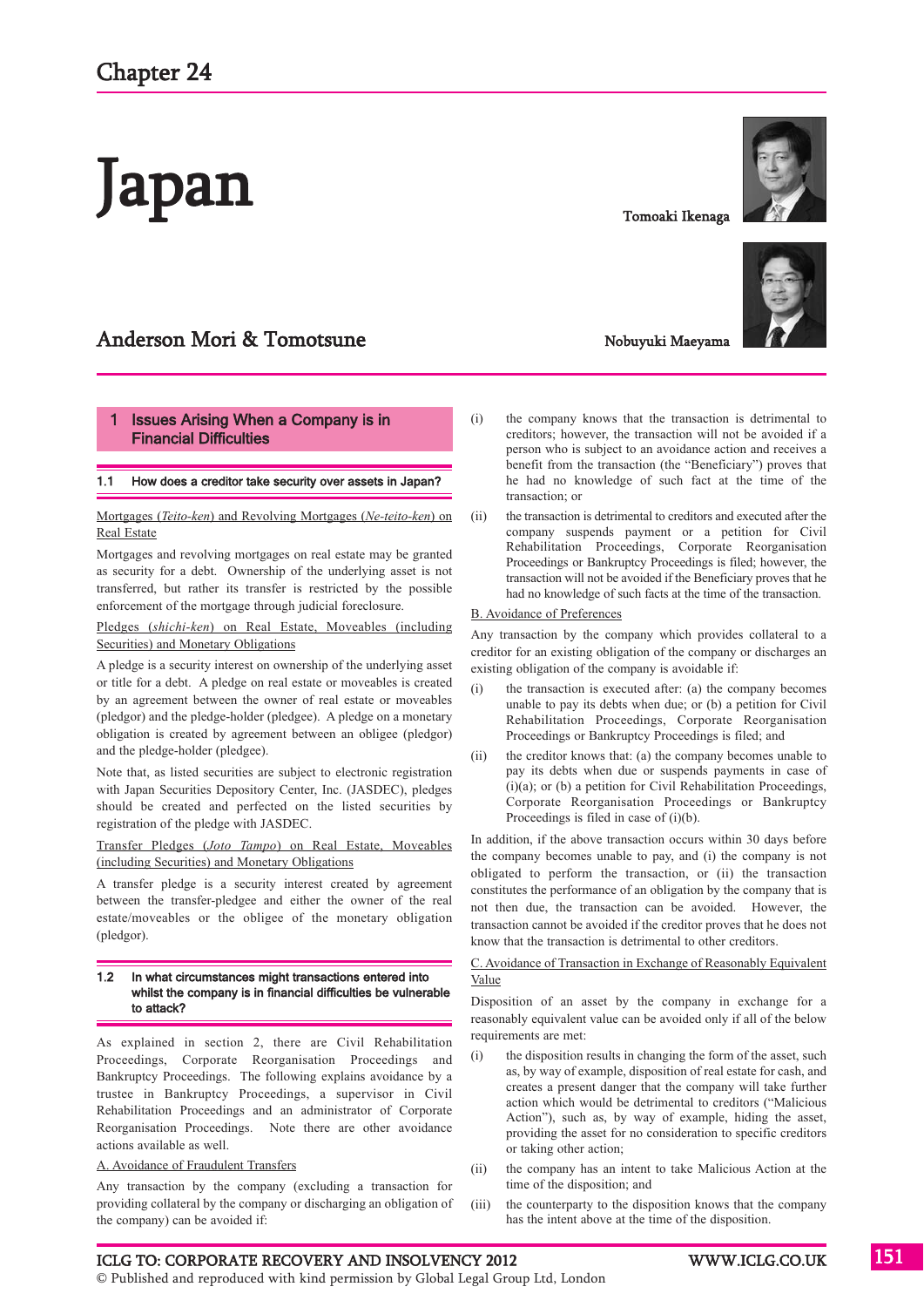# Chapter 24

# Japan

Tomoaki Ikenaga

Nobuyuki Maeyama

Anderson Mori & Tomotsune

## 1 Issues Arising When a Company is in Financial Difficulties

### 1.1 How does a creditor take security over assets in Japan?

Mortgages (*Teito-ken*) and Revolving Mortgages (*Ne-teito-ken*) on Real Estate

Mortgages and revolving mortgages on real estate may be granted as security for a debt. Ownership of the underlying asset is not transferred, but rather its transfer is restricted by the possible enforcement of the mortgage through judicial foreclosure.

Pledges (*shichi-ken*) on Real Estate, Moveables (including Securities) and Monetary Obligations

A pledge is a security interest on ownership of the underlying asset or title for a debt. A pledge on real estate or moveables is created by an agreement between the owner of real estate or moveables (pledgor) and the pledge-holder (pledgee). A pledge on a monetary obligation is created by agreement between an obligee (pledgor) and the pledge-holder (pledgee).

Note that, as listed securities are subject to electronic registration with Japan Securities Depository Center, Inc. (JASDEC), pledges should be created and perfected on the listed securities by registration of the pledge with JASDEC.

Transfer Pledges (*Joto Tampo*) on Real Estate, Moveables (including Securities) and Monetary Obligations

A transfer pledge is a security interest created by agreement between the transfer-pledgee and either the owner of the real estate/moveables or the obligee of the monetary obligation (pledgor).

### 1.2 In what circumstances might transactions entered into whilst the company is in financial difficulties be vulnerable to attack?

As explained in section 2, there are Civil Rehabilitation Proceedings, Corporate Reorganisation Proceedings and Bankruptcy Proceedings. The following explains avoidance by a trustee in Bankruptcy Proceedings, a supervisor in Civil Rehabilitation Proceedings and an administrator of Corporate Reorganisation Proceedings. Note there are other avoidance actions available as well.

A. Avoidance of Fraudulent Transfers

Any transaction by the company (excluding a transaction for providing collateral by the company or discharging an obligation of the company) can be avoided if:

(i) the company knows that the transaction is detrimental to creditors; however, the transaction will not be avoided if a person who is subject to an avoidance action and receives a benefit from the transaction (the "Beneficiary") proves that he had no knowledge of such fact at the time of the transaction; or

(ii) the transaction is detrimental to creditors and executed after the company suspends payment or a petition for Civil Rehabilitation Proceedings, Corporate Reorganisation Proceedings or Bankruptcy Proceedings is filed; however, the transaction will not be avoided if the Beneficiary proves that he had no knowledge of such facts at the time of the transaction.

B. Avoidance of Preferences

Any transaction by the company which provides collateral to a creditor for an existing obligation of the company or discharges an existing obligation of the company is avoidable if:

(i) the transaction is executed after: (a) the company becomes unable to pay its debts when due; or (b) a petition for Civil Rehabilitation Proceedings, Corporate Reorganisation Proceedings or Bankruptcy Proceedings is filed; and

(ii) the creditor knows that: (a) the company becomes unable to pay its debts when due or suspends payments in case of (i)(a); or (b) a petition for Civil Rehabilitation Proceedings, Corporate Reorganisation Proceedings or Bankruptcy Proceedings is filed in case of (i)(b).

In addition, if the above transaction occurs within 30 days before the company becomes unable to pay, and (i) the company is not obligated to perform the transaction, or (ii) the transaction constitutes the performance of an obligation by the company that is not then due, the transaction can be avoided. However, the transaction cannot be avoided if the creditor proves that he does not know that the transaction is detrimental to other creditors.

C. Avoidance of Transaction in Exchange of Reasonably Equivalent Value

Disposition of an asset by the company in exchange for a reasonably equivalent value can be avoided only if all of the below requirements are met:

(i) the disposition results in changing the form of the asset, such as, by way of example, disposition of real estate for cash, and creates a present danger that the company will take further action which would be detrimental to creditors ("Malicious Action"), such as, by way of example, hiding the asset, providing the asset for no consideration to specific creditors or taking other action;

(ii) the company has an intent to take Malicious Action at the time of the disposition; and

(iii) the counterparty to the disposition knows that the company has the intent above at the time of the disposition.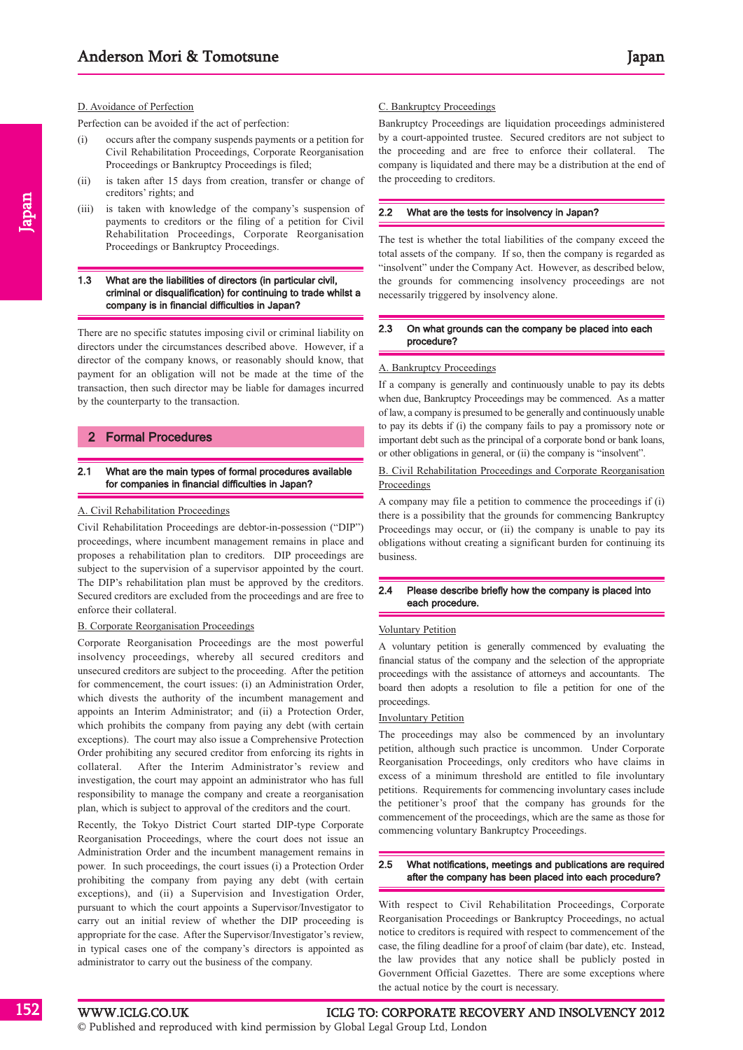D. Avoidance of Perfection

Perfection can be avoided if the act of perfection:

(i) occurs after the company suspends payments or a petition for Civil Rehabilitation Proceedings, Corporate Reorganisation Proceedings or Bankruptcy Proceedings is filed;

(ii) is taken after 15 days from creation, transfer or change of creditors' rights; and

(iii) is taken with knowledge of the company's suspension of payments to creditors or the filing of a petition for Civil Rehabilitation Proceedings, Corporate Reorganisation Proceedings or Bankruptcy Proceedings.

### 1.3 What are the liabilities of directors (in particular civil, criminal or disqualification) for continuing to trade whilst a company is in financial difficulties in Japan?

There are no specific statutes imposing civil or criminal liability on directors under the circumstances described above. However, if a director of the company knows, or reasonably should know, that payment for an obligation will not be made at the time of the transaction, then such director may be liable for damages incurred by the counterparty to the transaction.

## 2 Formal Procedures

### 2.1 What are the main types of formal procedures available for companies in financial difficulties in Japan?

A. Civil Rehabilitation Proceedings

Civil Rehabilitation Proceedings are debtor-in-possession ("DIP") proceedings, where incumbent management remains in place and proposes a rehabilitation plan to creditors. DIP proceedings are subject to the supervision of a supervisor appointed by the court. The DIP's rehabilitation plan must be approved by the creditors. Secured creditors are excluded from the proceedings and are free to enforce their collateral.

B. Corporate Reorganisation Proceedings

Corporate Reorganisation Proceedings are the most powerful insolvency proceedings, whereby all secured creditors and unsecured creditors are subject to the proceeding. After the petition for commencement, the court issues: (i) an Administration Order, which divests the authority of the incumbent management and appoints an Interim Administrator; and (ii) a Protection Order, which prohibits the company from paying any debt (with certain exceptions). The court may also issue a Comprehensive Protection Order prohibiting any secured creditor from enforcing its rights in collateral. After the Interim Administrator's review and investigation, the court may appoint an administrator who has full responsibility to manage the company and create a reorganisation plan, which is subject to approval of the creditors and the court.

Recently, the Tokyo District Court started DIP-type Corporate Reorganisation Proceedings, where the court does not issue an Administration Order and the incumbent management remains in power. In such proceedings, the court issues (i) a Protection Order prohibiting the company from paying any debt (with certain exceptions), and (ii) a Supervision and Investigation Order, pursuant to which the court appoints a Supervisor/Investigator to carry out an initial review of whether the DIP proceeding is appropriate for the case. After the Supervisor/Investigator's review, in typical cases one of the company's directors is appointed as administrator to carry out the business of the company.

C. Bankruptcy Proceedings

Bankruptcy Proceedings are liquidation proceedings administered by a court-appointed trustee. Secured creditors are not subject to the proceeding and are free to enforce their collateral. The company is liquidated and there may be a distribution at the end of the proceeding to creditors.

### 2.2 What are the tests for insolvency in Japan?

The test is whether the total liabilities of the company exceed the total assets of the company. If so, then the company is regarded as "insolvent" under the Company Act. However, as described below, the grounds for commencing insolvency proceedings are not necessarily triggered by insolvency alone.

### 2.3 On what grounds can the company be placed into each procedure?

A. Bankruptcy Proceedings

If a company is generally and continuously unable to pay its debts when due, Bankruptcy Proceedings may be commenced. As a matter of law, a company is presumed to be generally and continuously unable to pay its debts if (i) the company fails to pay a promissory note or important debt such as the principal of a corporate bond or bank loans, or other obligations in general, or (ii) the company is "insolvent".

B. Civil Rehabilitation Proceedings and Corporate Reorganisation Proceedings

A company may file a petition to commence the proceedings if (i) there is a possibility that the grounds for commencing Bankruptcy Proceedings may occur, or (ii) the company is unable to pay its obligations without creating a significant burden for continuing its business.

### 2.4 Please describe briefly how the company is placed into each procedure.

Voluntary Petition

A voluntary petition is generally commenced by evaluating the financial status of the company and the selection of the appropriate proceedings with the assistance of attorneys and accountants. The board then adopts a resolution to file a petition for one of the proceedings.

Involuntary Petition

The proceedings may also be commenced by an involuntary petition, although such practice is uncommon. Under Corporate Reorganisation Proceedings, only creditors who have claims in excess of a minimum threshold are entitled to file involuntary petitions. Requirements for commencing involuntary cases include the petitioner's proof that the company has grounds for the commencement of the proceedings, which are the same as those for commencing voluntary Bankruptcy Proceedings.

### 2.5 What notifications, meetings and publications are required after the company has been placed into each procedure?

With respect to Civil Rehabilitation Proceedings, Corporate Reorganisation Proceedings or Bankruptcy Proceedings, no actual notice to creditors is required with respect to commencement of the case, the filing deadline for a proof of claim (bar date), etc. Instead, the law provides that any notice shall be publicly posted in Government Official Gazettes. There are some exceptions where the actual notice by the court is necessary.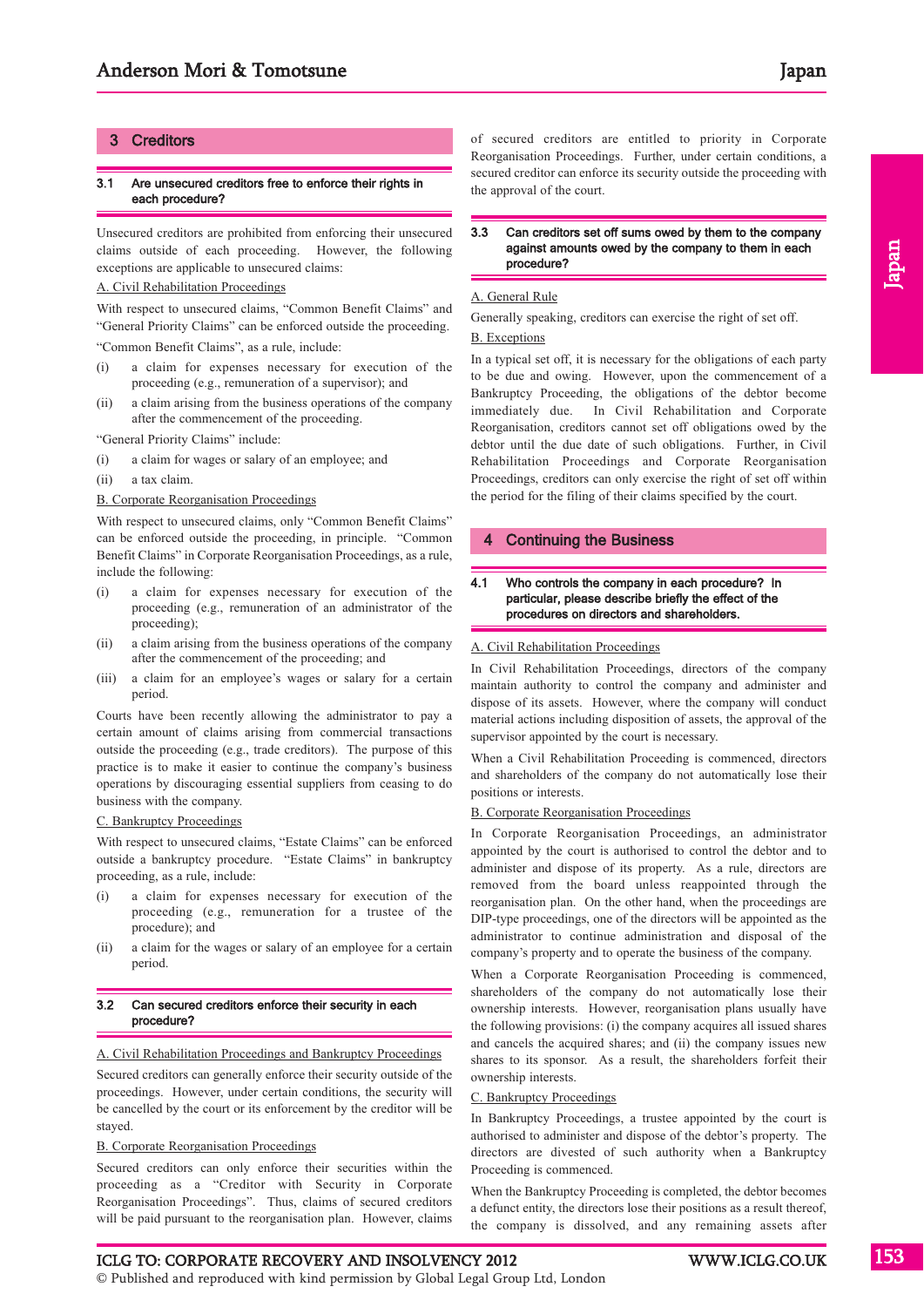## 3 Creditors

### 3.1 Are unsecured creditors free to enforce their rights in each procedure?

Unsecured creditors are prohibited from enforcing their unsecured claims outside of each proceeding. However, the following exceptions are applicable to unsecured claims:

A. Civil Rehabilitation Proceedings

With respect to unsecured claims, "Common Benefit Claims" and "General Priority Claims" can be enforced outside the proceeding.

"Common Benefit Claims", as a rule, include:

(i) a claim for expenses necessary for execution of the proceeding (e.g., remuneration of a supervisor); and

(ii) a claim arising from the business operations of the company after the commencement of the proceeding.

"General Priority Claims" include:

(i) a claim for wages or salary of an employee; and

(ii) a tax claim.

B. Corporate Reorganisation Proceedings

With respect to unsecured claims, only "Common Benefit Claims" can be enforced outside the proceeding, in principle. "Common Benefit Claims" in Corporate Reorganisation Proceedings, as a rule, include the following:

(i) a claim for expenses necessary for execution of the proceeding (e.g., remuneration of an administrator of the proceeding);

(ii) a claim arising from the business operations of the company after the commencement of the proceeding; and

(iii) a claim for an employee's wages or salary for a certain period.

Courts have been recently allowing the administrator to pay a certain amount of claims arising from commercial transactions outside the proceeding (e.g., trade creditors). The purpose of this practice is to make it easier to continue the company's business operations by discouraging essential suppliers from ceasing to do business with the company.

C. Bankruptcy Proceedings

With respect to unsecured claims, "Estate Claims" can be enforced outside a bankruptcy procedure. "Estate Claims" in bankruptcy proceeding, as a rule, include:

(i) a claim for expenses necessary for execution of the proceeding (e.g., remuneration for a trustee of the procedure); and

(ii) a claim for the wages or salary of an employee for a certain period.

### 3.2 Can secured creditors enforce their security in each procedure?

A. Civil Rehabilitation Proceedings and Bankruptcy Proceedings

Secured creditors can generally enforce their security outside of the proceedings. However, under certain conditions, the security will be cancelled by the court or its enforcement by the creditor will be stayed.

B. Corporate Reorganisation Proceedings

Secured creditors can only enforce their securities within the proceeding as a "Creditor with Security in Corporate Reorganisation Proceedings". Thus, claims of secured creditors will be paid pursuant to the reorganisation plan. However, claims of secured creditors are entitled to priority in Corporate Reorganisation Proceedings. Further, under certain conditions, a secured creditor can enforce its security outside the proceeding with the approval of the court.

### 3.3 Can creditors set off sums owed by them to the company against amounts owed by the company to them in each procedure?

A. General Rule

Generally speaking, creditors can exercise the right of set off.

B. Exceptions

In a typical set off, it is necessary for the obligations of each party to be due and owing. However, upon the commencement of a Bankruptcy Proceeding, the obligations of the debtor become immediately due. In Civil Rehabilitation and Corporate Reorganisation, creditors cannot set off obligations owed by the debtor until the due date of such obligations. Further, in Civil Rehabilitation Proceedings and Corporate Reorganisation Proceedings, creditors can only exercise the right of set off within the period for the filing of their claims specified by the court.

## 4 Continuing the Business

### 4.1 Who controls the company in each procedure? In particular, please describe briefly the effect of the procedures on directors and shareholders.

A. Civil Rehabilitation Proceedings

In Civil Rehabilitation Proceedings, directors of the company maintain authority to control the company and administer and dispose of its assets. However, where the company will conduct material actions including disposition of assets, the approval of the supervisor appointed by the court is necessary.

When a Civil Rehabilitation Proceeding is commenced, directors and shareholders of the company do not automatically lose their positions or interests.

B. Corporate Reorganisation Proceedings

In Corporate Reorganisation Proceedings, an administrator appointed by the court is authorised to control the debtor and to administer and dispose of its property. As a rule, directors are removed from the board unless reappointed through the reorganisation plan. On the other hand, when the proceedings are DIP-type proceedings, one of the directors will be appointed as the administrator to continue administration and disposal of the company's property and to operate the business of the company.

When a Corporate Reorganisation Proceeding is commenced, shareholders of the company do not automatically lose their ownership interests. However, reorganisation plans usually have the following provisions: (i) the company acquires all issued shares and cancels the acquired shares; and (ii) the company issues new shares to its sponsor. As a result, the shareholders forfeit their ownership interests.

C. Bankruptcy Proceedings

In Bankruptcy Proceedings, a trustee appointed by the court is authorised to administer and dispose of the debtor's property. The directors are divested of such authority when a Bankruptcy Proceeding is commenced.

When the Bankruptcy Proceeding is completed, the debtor becomes a defunct entity, the directors lose their positions as a result thereof, the company is dissolved, and any remaining assets after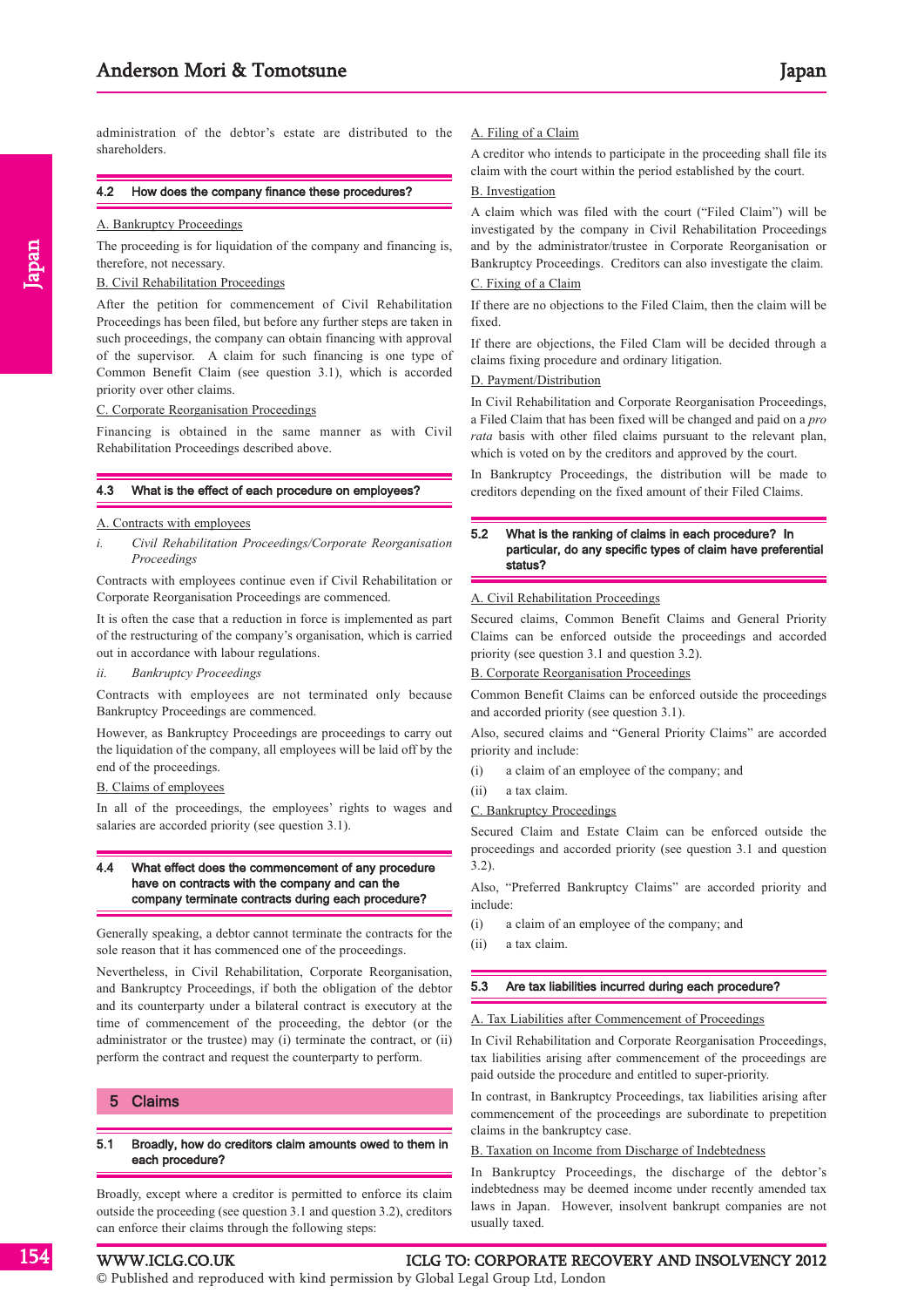administration of the debtor's estate are distributed to the shareholders.

### 4.2 How does the company finance these procedures?

A. Bankruptcy Proceedings

The proceeding is for liquidation of the company and financing is, therefore, not necessary.

B. Civil Rehabilitation Proceedings

After the petition for commencement of Civil Rehabilitation Proceedings has been filed, but before any further steps are taken in such proceedings, the company can obtain financing with approval of the supervisor. A claim for such financing is one type of Common Benefit Claim (see question 3.1), which is accorded priority over other claims.

C. Corporate Reorganisation Proceedings

Financing is obtained in the same manner as with Civil Rehabilitation Proceedings described above.

### 4.3 What is the effect of each procedure on employees?

A. Contracts with employees

*i. Civil Rehabilitation Proceedings/Corporate Reorganisation Proceedings*

Contracts with employees continue even if Civil Rehabilitation or Corporate Reorganisation Proceedings are commenced.

It is often the case that a reduction in force is implemented as part of the restructuring of the company's organisation, which is carried out in accordance with labour regulations.

*ii. Bankruptcy Proceedings*

Contracts with employees are not terminated only because Bankruptcy Proceedings are commenced.

However, as Bankruptcy Proceedings are proceedings to carry out the liquidation of the company, all employees will be laid off by the end of the proceedings.

B. Claims of employees

In all of the proceedings, the employees' rights to wages and salaries are accorded priority (see question 3.1).

### 4.4 What effect does the commencement of any procedure have on contracts with and can the company terminate contracts during each procedure?

Generally speaking, a debtor cannot terminate the contracts for the sole reason that it has commenced one of the proceedings.

Nevertheless, in Civil Rehabilitation, Corporate Reorganisation, and Bankruptcy Proceedings, if both the obligation of the debtor and its counterparty under a bilateral contract is executory at the time of commencement of the proceeding, the debtor (or the administrator or the trustee) may (i) terminate the contract, or (ii) perform the contract and request the counterparty to perform.

## 5 Claims

### 5.1 Broadly, how do creditors claim amounts owed to them in each procedure?

Broadly, except where a creditor is permitted to enforce its claim outside the proceeding (see question 3.1 and question 3.2), creditors can enforce their claims through the following steps:

A. Filing of a Claim

A creditor who intends to participate in the proceeding shall file its claim with the court within the period established by the court.

B. Investigation

A claim which was filed with the court ("Filed Claim") will be investigated by the company in Civil Rehabilitation Proceedings and by the administrator/trustee in Corporate Reorganisation or Bankruptcy Proceedings. Creditors can also investigate the claim.

C. Fixing of a Claim

If there are no objections to the Filed Claim, then the claim will be fixed.

If there are objections, the Filed Clam will be decided through a claims fixing procedure and ordinary litigation.

D. Payment/Distribution

In Civil Rehabilitation and Corporate Reorganisation Proceedings, a Filed Claim that has been fixed will be changed and paid on a *pro rata* basis with other filed claims pursuant to the relevant plan, which is voted on by the creditors and approved by the court.

In Bankruptcy Proceedings, the distribution will be made to creditors depending on the fixed amount of their Filed Claims.

### 5.2 What is the ranking of claims in each procedure? In particular, do any specific types of claim have preferential status?

A. Civil Rehabilitation Proceedings

Secured claims, Common Benefit Claims and General Priority Claims can be enforced outside the proceedings and accorded priority (see question 3.1 and question 3.2).

B. Corporate Reorganisation Proceedings

Common Benefit Claims can be enforced outside the proceedings and accorded priority (see question 3.1).

Also, secured claims and "General Priority Claims" are accorded priority and include:

(i) a claim of an employee of the company; and

(ii) a tax claim.

C. Bankruptcy Proceedings

Secured Claim and Estate Claim can be enforced outside the proceedings and accorded priority (see question 3.1 and question 3.2).

Also, "Preferred Bankruptcy Claims" are accorded priority and include:

(i) a claim of an employee of the company; and

(ii) a tax claim.

### 5.3 Are tax liabilities incurred during each procedure?

A. Tax Liabilities after Commencement of Proceedings

In Civil Rehabilitation and Corporate Reorganisation Proceedings, tax liabilities arising after commencement of the proceedings are paid outside the procedure and entitled to super-priority.

In contrast, in Bankruptcy Proceedings, tax liabilities arising after commencement of the proceedings are subordinate to prepetition claims in the bankruptcy case.

B. Taxation on Income from Discharge of Indebtedness

In Bankruptcy Proceedings, the discharge of the debtor's indebtedness may be deemed income under recently amended tax laws in Japan. However, insolvent bankrupt companies are not usually taxed.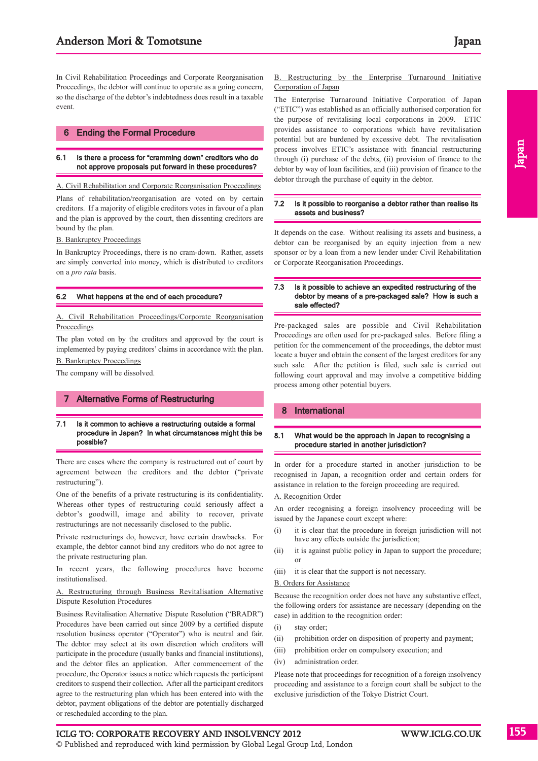In Civil Rehabilitation Proceedings and Corporate Reorganisation Proceedings, the debtor will continue to operate as a going concern, so the discharge of the debtor's indebtedness does result in a taxable event.

## 6 Ending the Formal Procedure

### 6.1 Is there a process for "cramming down" creditors who do not approve proposals put forward in these procedures?

A. Civil Rehabilitation and Corporate Reorganisation Proceedings

Plans of rehabilitation/reorganisation are voted on by certain creditors. If a majority of eligible creditors votes in favour of a plan and the plan is approved by the court, then dissenting creditors are bound by the plan.

B. Bankruptcy Proceedings

In Bankruptcy Proceedings, there is no cram-down. Rather, assets are simply converted into money, which is distributed to creditors on a *pro rata* basis.

### 6.2 What happens at the end of each procedure?

A. Civil Rehabilitation Proceedings/Corporate Reorganisation Proceedings

The plan voted on by the creditors and approved by the court is implemented by paying creditors' claims in accordance with the plan.

B. Bankruptcy Proceedings

The company will be dissolved.

## 7 Alternative Forms of Restructuring

### 7.1 Is it common to achieve a restructuring outside a formal procedure in Japan? In what circumstances might this be possible?

There are cases where the company is restructured out of court by agreement between the creditors and the debtor ("private restructuring").

One of the benefits of a private restructuring is its confidentiality. Whereas other types of restructuring could seriously affect a debtor's goodwill, image and ability to recover, private restructurings are not necessarily disclosed to the public.

Private restructurings do, however, have certain drawbacks. For example, the debtor cannot bind any creditors who do not agree to the private restructuring plan.

In recent years, the following procedures have become institutionalised.

A. Restructuring through Business Revitalisation Alternative Dispute Resolution Procedures

Business Revitalisation Alternative Dispute Resolution ("BRADR") Procedures have been carried out since 2009 by a certified dispute resolution business operator ("Operator") who is neutral and fair. The debtor may select at its own discretion which creditors will participate in the procedure (usually banks and financial institutions), and the debtor files an application. After commencement of the procedure, the Operator issues a notice which requests the participant creditors to suspend their collection. After all the participant creditors agree to the restructuring plan which has been entered into with the debtor, payment obligations of the debtor are potentially discharged or rescheduled according to the plan.

B. Restructuring by the Enterprise Turnaround Initiative Corporation of Japan

The Enterprise Turnaround Initiative Corporation of Japan ("ETIC") was established as an officially authorised corporation for the purpose of revitalising local corporations in 2009. ETIC provides assistance to corporations which have revitalisation potential but are burdened by excessive debt. The revitalisation process involves ETIC's assistance with financial restructuring through (i) purchase of the debts, (ii) provision of finance to the debtor by way of loan facilities, and (iii) provision of finance to the debtor through the purchase of equity in the debtor.

### 7.2 Is it possible to reorganise a debtor rather than realise its assets and business?

It depends on the case. Without realising its assets and business, a debtor can be reorganised by an equity injection from a new sponsor or by a loan from a new lender under Civil Rehabilitation or Corporate Reorganisation Proceedings.

### 7.3 Is it possible to achieve an expedited restructuring of the debtor by means of a pre-packaged sale? How is such a sale effected?

Pre-packaged sales are possible and Civil Rehabilitation Proceedings are often used for pre-packaged sales. Before filing a petition for the commencement of the proceedings, the debtor must locate a buyer and obtain the consent of the largest creditors for any such sale. After the petition is filed, such sale is carried out following court approval and may involve a competitive bidding process among other potential buyers.

## 8 International

### 8.1 What would be the approach in Japan to recognising a procedure started in another jurisdiction?

In order for a procedure started in another jurisdiction to be recognised in Japan, a recognition order and certain orders for assistance in relation to the foreign proceeding are required.

A. Recognition Order

An order recognising a foreign insolvency proceeding will be issued by the Japanese court except where:

(i) it is clear that the procedure in foreign jurisdiction will not have any effects outside the jurisdiction;

(ii) it is against public policy in Japan to support the procedure; or

(iii) it is clear that the support is not necessary.

B. Orders for Assistance

Because the recognition order does not have any substantive effect, the following orders for assistance are necessary (depending on the case) in addition to the recognition order:

(i) stay order;

(ii) prohibition order on disposition of property and payment;

(iii) prohibition order on compulsory execution; and

(iv) administration order.

Please note that proceedings for recognition of a foreign insolvency proceeding and assistance to a foreign court shall be subject to the exclusive jurisdiction of the Tokyo District Court.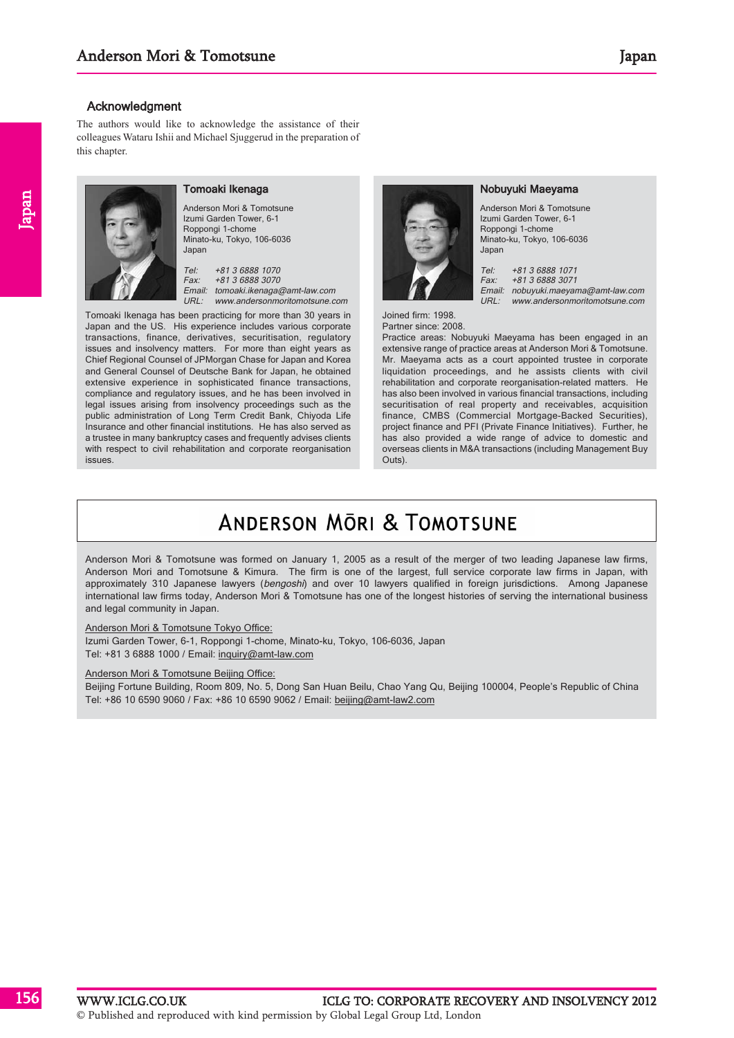### Acknowledgment

The authors would like to acknowledge the assistance of their colleagues Wataru Ishii and Michael Sjuggerud in the preparation of this chapter.

**Tomoaki Ikenaga**

Anderson Mori & Tomotsune
Izumi Garden Tower, 6-1
Roppongi 1-chome
Minato-ku, Tokyo, 106-6036
Japan

*Tel: +81 3 6888 1070*
*Fax: +81 3 6888 3070*
*Email: tomoaki.ikenaga@amt-law.com*
*URL: www.andersonmoritomotsune.com*

Tomoaki Ikenaga has been practicing for more than 30 years in Japan and the US. His experience includes various corporate transactions, finance, derivatives, securitisation, regulatory issues and insolvency matters. For more than eight years as Chief Regional Counsel of JPMorgan Chase for Japan and Korea and General Counsel of Deutsche Bank for Japan, he obtained extensive experience in sophisticated finance transactions, compliance and regulatory issues, and he has been involved in legal issues arising from insolvency proceedings such as the public administration of Long Term Credit Bank, Chiyoda Life Insurance and other financial institutions. He has also served as a trustee in many bankruptcy cases and frequently advises clients with respect to civil rehabilitation and corporate reorganisation issues.

**Nobuyuki Maeyama**

Anderson Mori & Tomotsune
Izumi Garden Tower, 6-1
Roppongi 1-chome
Minato-ku, Tokyo, 106-6036
Japan

*Tel: +81 3 6888 1071*
*Fax: +81 3 6888 3071*
*Email: nobuyuki.maeyama@amt-law.com*
*URL: www.andersonmoritomotsune.com*

Joined firm: 1998.
Partner since: 2008.
Practice areas: Nobuyuki Maeyama has been engaged in an extensive range of practice areas at Anderson Mori & Tomotsune. Mr. Maeyama acts as a court appointed trustee in corporate liquidation proceedings, and he assists clients with civil rehabilitation and corporate reorganisation-related matters. He has also been involved in various financial transactions, including securitisation of real property and receivables, acquisition finance, CMBS (Commercial Mortgage-Backed Securities), project finance and PFI (Private Finance Initiatives). Further, he has also provided a wide range of advice to domestic and overseas clients in M&A transactions (including Management Buy Outs).

## ANDERSON MŌRI & TOMOTSUNE

Anderson Mori & Tomotsune was formed on January 1, 2005 as a result of the merger of two leading Japanese law firms, Anderson Mori and Tomotsune & Kimura. The firm is one of the largest, full service corporate law firms in Japan, with approximately 310 Japanese lawyers (*bengoshi*) and over 10 lawyers qualified in foreign jurisdictions. Among Japanese international law firms today, Anderson Mori & Tomotsune has one of the longest histories of serving the international business and legal community in Japan.

Anderson Mori & Tomotsune Tokyo Office:
Izumi Garden Tower, 6-1, Roppongi 1-chome, Minato-ku, Tokyo, 106-6036, Japan
Tel: +81 3 6888 1000 / Email: inquiry@amt-law.com

Anderson Mori & Tomotsune Beijing Office:
Beijing Fortune Building, Room 809, No. 5, Dong San Huan Beilu, Chao Yang Qu, Beijing 100004, People's Republic of China
Tel: +86 10 6590 9060 / Fax: +86 10 6590 9062 / Email: beijing@amt-law2.com

© Published and reproduced with kind permission by Global Legal Group Ltd, London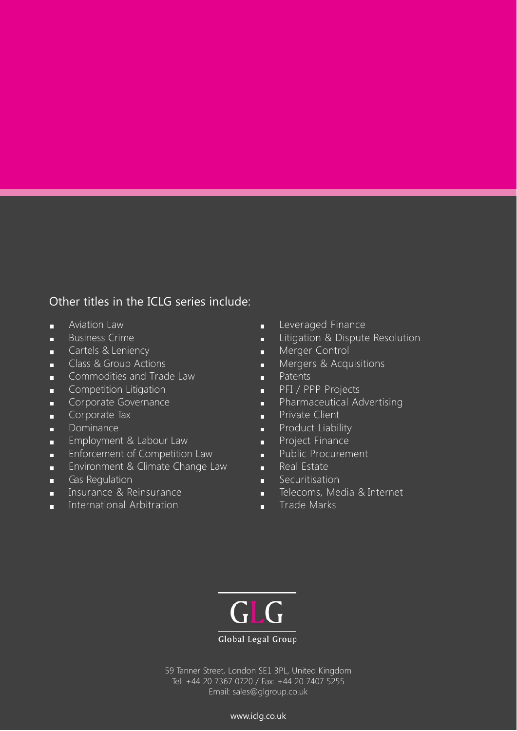Other titles in the ICLG series include:

- Aviation Law
- Business Crime
- Cartels & Leniency
- Class & Group Actions
- Commodities and Trade Law
- Competition Litigation
- Corporate Governance
- Corporate Tax
- Dominance
- Employment & Labour Law
- Enforcement of Competition Law
- Environment & Climate Change Law
- Gas Regulation
- Insurance & Reinsurance
- International Arbitration
- Leveraged Finance
- Litigation & Dispute Resolution
- Merger Control
- Mergers & Acquisitions
- Patents
- PFI / PPP Projects
- Pharmaceutical Advertising
- Private Client
- Product Liability
- Project Finance
- Public Procurement
- Real Estate
- Securitisation
- Telecoms, Media & Internet
- Trade Marks

GLG

Global Legal Group

59 Tanner Street, London SE1 3PL, United Kingdom
Tel: +44 20 7367 0720 / Fax: +44 20 7407 5255
Email: sales@glgroup.co.uk

www.iclg.co.uk